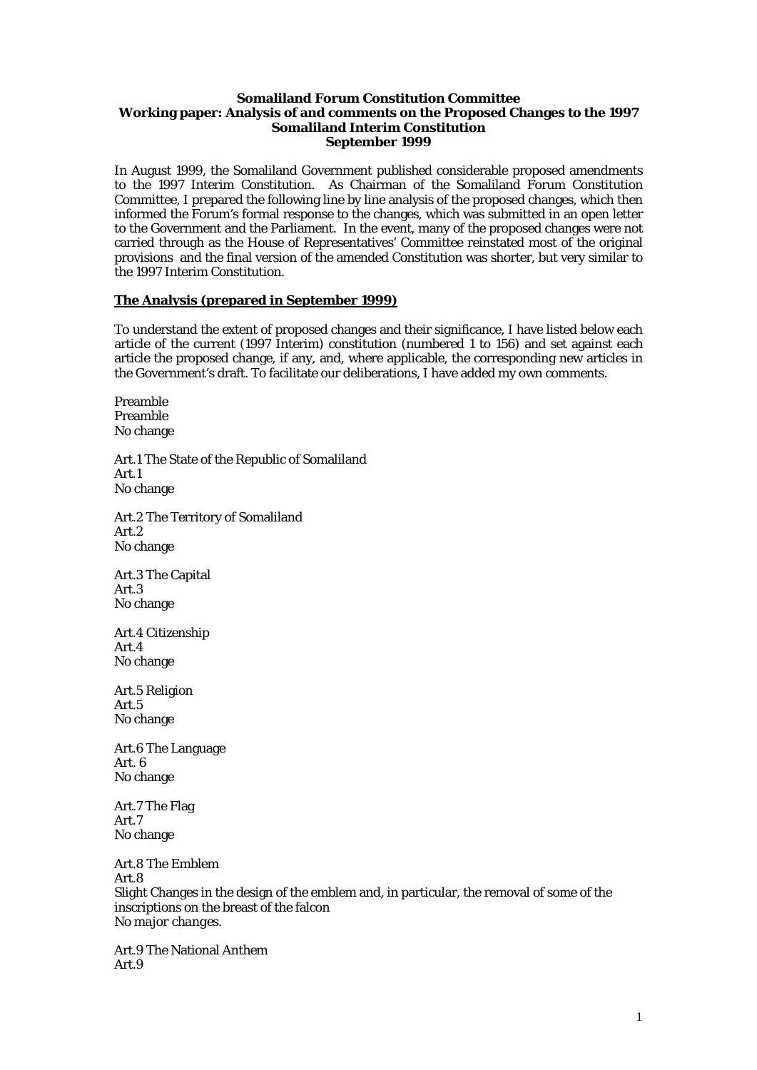**Somaliland Forum Constitution Committee**
**Working paper: Analysis of and comments on the Proposed Changes to the 1997 Somaliland Interim Constitution**
**September 1999**

In August 1999, the Somaliland Government published considerable proposed amendments to the 1997 Interim Constitution. As Chairman of the Somaliland Forum Constitution Committee, I prepared the following line by line analysis of the proposed changes, which then informed the Forum's formal response to the changes, which was submitted in an open letter to the Government and the Parliament. In the event, many of the proposed changes were not carried through as the House of Representatives' Committee reinstated most of the original provisions and the final version of the amended Constitution was shorter, but very similar to the 1997 Interim Constitution.

## The Analysis (prepared in September 1999)

To understand the extent of proposed changes and their significance, I have listed below each article of the current (1997 Interim) constitution (numbered 1 to 156) and set against each article the proposed change, if any, and, where applicable, the corresponding new articles in the Government's draft. To facilitate our deliberations, I have added my own comments.

Preamble
Preamble
No change

Art.1 The State of the Republic of Somaliland
Art.1
No change

Art.2 The Territory of Somaliland
Art.2
No change

Art.3 The Capital
Art.3
No change

Art.4 Citizenship
Art.4
No change

Art.5 Religion
Art.5
No change

Art.6 The Language
Art. 6
No change

Art.7 The Flag
Art.7
No change

Art.8 The Emblem
Art.8
Slight Changes in the design of the emblem and, in particular, the removal of some of the inscriptions on the breast of the falcon
*No major changes.*

Art.9 The National Anthem
Art.9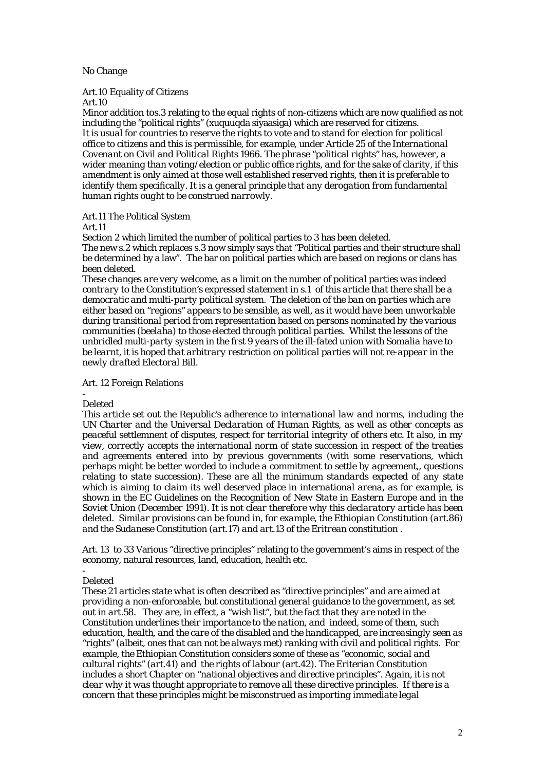No Change

Art.10 Equality of Citizens

Art.10

Minor addition tos.3 relating to the equal rights of non-citizens which are now qualified as not including the "political rights" (xuquuqda siyaasiga) which are reserved for citizens.

*It is usual for countries to reserve the rights to vote and to stand for election for political office to citizens and this is permissible, for example, under Article 25 of the International Covenant on Civil and Political Rights 1966. The phrase "political rights" has, however, a wider meaning than voting/election or public office rights, and for the sake of clarity, if this amendment is only aimed at those well established reserved rights, then it is preferable to identify them specifically. It is a general principle that any derogation from fundamental human rights ought to be construed narrowly.*

Art.11 The Political System

Art.11

Section 2 which limited the number of political parties to 3 has been deleted.

The new s.2 which replaces s.3 now simply says that "Political parties and their structure shall be determined by a law". The bar on political parties which are based on regions or clans has been deleted.

*These changes are very welcome, as a limit on the number of political parties was indeed contrary to the Constitution's expressed statement in s.1 of this article that there shall be a democratic and multi-party political system. The deletion of the ban on parties which are either based on "regions" appears to be sensible, as well, as it would have been unworkable during transitional period from representation based on persons nominated by the various communities (beelaha) to those elected through political parties. Whilst the lessons of the unbridled multi-party system in the frst 9 years of the ill-fated union with Somalia have to be learnt, it is hoped that arbitrary restriction on political parties will not re-appear in the newly drafted Electoral Bill.*

Art. 12 Foreign Relations

-

Deleted

*This article set out the Republic's adherence to international law and norms, including the UN Charter and the Universal Declaration of Human Rights, as well as other concepts as peaceful settlemnent of disputes, respect for territorial integrity of others etc. It also, in my view, correctly accepts the international norm of state succession in respect of the treaties and agreements entered into by previous governments (with some reservations, which perhaps might be better worded to include a commitment to settle by agreement,, questions relating to state succession). These are all the minimum standards expected of any state which is aiming to claim its well deserved place in international arena, as for example, is shown in the EC Guidelines on the Recognition of New State in Eastern Europe and in the Soviet Union (December 1991). It is not clear therefore why this declaratory article has been deleted. Similar provisions can be found in, for example, the Ethiopian Constitution (art.86) and the Sudanese Constitution (art.17) and art.13 of the Eritrean constitution .*

Art. 13 to 33 Various "directive principles" relating to the government's aims in respect of the economy, natural resources, land, education, health etc.

-

Deleted

*These 21 articles state what is often described as "directive principles" and are aimed at providing a non-enforceable, but constitutional general guidance to the government, as set out in art.58. They are, in effect, a "wish list", but the fact that they are noted in the Constitution underlines their importance to the nation, and indeed, some of them, such education, health, and the care of the disabled and the handicapped, are increasingly seen as "rights" (albeit, ones that can not be always met) ranking with civil and political rights. For example, the Ethiopian Constitution considers some of these as "economic, social and cultural rights" (art.41) and the rights of labour (art.42). The Eriterian Constitution includes a short Chapter on "national objectives and directive principles". Again, it is not clear why it was thought appropriate to remove all these directive principles. If there is a concern that these principles might be misconstrued as importing immediate legal*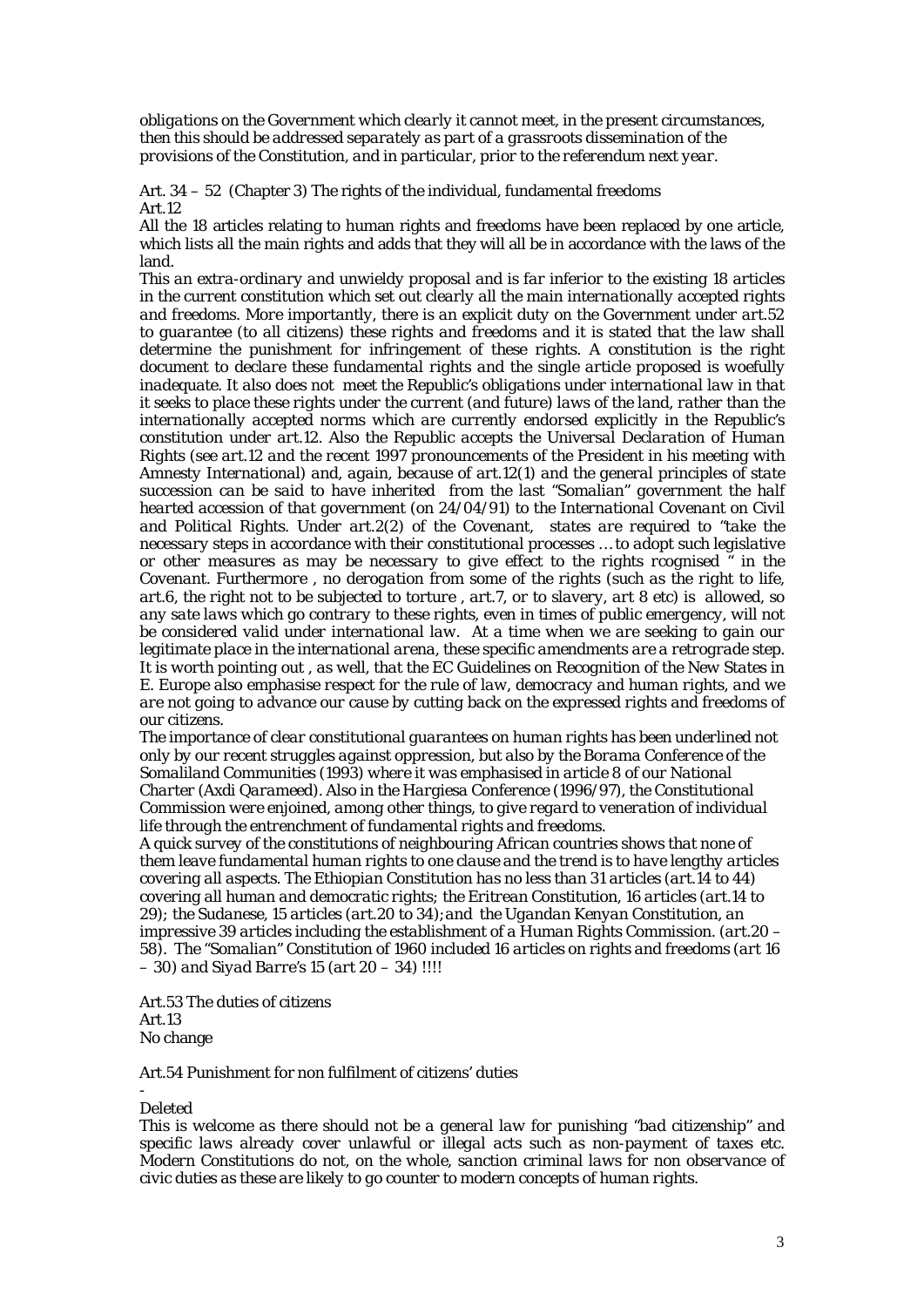*obligations on the Government which clearly it cannot meet, in the present circumstances, then this should be addressed separately as part of a grassroots dissemination of the provisions of the Constitution, and in particular, prior to the referendum next year.*

Art. 34 – 52 (Chapter 3) The rights of the individual, fundamental freedoms
Art.12

All the 18 articles relating to human rights and freedoms have been replaced by one article, which lists all the main rights and adds that they will all be in accordance with the laws of the land.

*This an extra-ordinary and unwieldy proposal and is far inferior to the existing 18 articles in the current constitution which set out clearly all the main internationally accepted rights and freedoms. More importantly, there is an explicit duty on the Government under art.52 to guarantee (to all citizens) these rights and freedoms and it is stated that the law shall determine the punishment for infringement of these rights. A constitution is the right document to declare these fundamental rights and the single article proposed is woefully inadequate. It also does not meet the Republic's obligations under international law in that it seeks to place these rights under the current (and future) laws of the land, rather than the internationally accepted norms which are currently endorsed explicitly in the Republic's constitution under art.12. Also the Republic accepts the Universal Declaration of Human Rights (see art.12 and the recent 1997 pronouncements of the President in his meeting with Amnesty International) and, again, because of art.12(1) and the general principles of state succession can be said to have inherited from the last "Somalian" government the half hearted accession of that government (on 24/04/91) to the International Covenant on Civil and Political Rights. Under art.2(2) of the Covenant, states are required to "take the necessary steps in accordance with their constitutional processes … to adopt such legislative or other measures as may be necessary to give effect to the rights rcognised " in the Covenant. Furthermore , no derogation from some of the rights (such as the right to life, art.6, the right not to be subjected to torture , art.7, or to slavery, art 8 etc) is allowed, so any sate laws which go contrary to these rights, even in times of public emergency, will not be considered valid under international law. At a time when we are seeking to gain our legitimate place in the international arena, these specific amendments are a retrograde step. It is worth pointing out , as well, that the EC Guidelines on Recognition of the New States in E. Europe also emphasise respect for the rule of law, democracy and human rights, and we are not going to advance our cause by cutting back on the expressed rights and freedoms of our citizens.*

*The importance of clear constitutional guarantees on human rights has been underlined not only by our recent struggles against oppression, but also by the Borama Conference of the Somaliland Communities (1993) where it was emphasised in article 8 of our National Charter (Axdi Qarameed). Also in the Hargiesa Conference (1996/97), the Constitutional Commission were enjoined, among other things, to give regard to veneration of individual life through the entrenchment of fundamental rights and freedoms.*

*A quick survey of the constitutions of neighbouring African countries shows that none of them leave fundamental human rights to one clause and the trend is to have lengthy articles covering all aspects. The Ethiopian Constitution has no less than 31 articles (art.14 to 44) covering all human and democratic rights; the Eritrean Constitution, 16 articles (art.14 to 29); the Sudanese, 15 articles (art.20 to 34); and the Ugandan Kenyan Constitution, an impressive 39 articles including the establishment of a Human Rights Commission. (art.20 – 58). The "Somalian" Constitution of 1960 included 16 articles on rights and freedoms (art 16 – 30) and Siyad Barre's 15 (art 20 – 34) !!!!*

Art.53 The duties of citizens
Art.13
No change

Art.54 Punishment for non fulfilment of citizens' duties
-
Deleted

*This is welcome as there should not be a general law for punishing "bad citizenship" and specific laws already cover unlawful or illegal acts such as non-payment of taxes etc. Modern Constitutions do not, on the whole, sanction criminal laws for non observance of civic duties as these are likely to go counter to modern concepts of human rights.*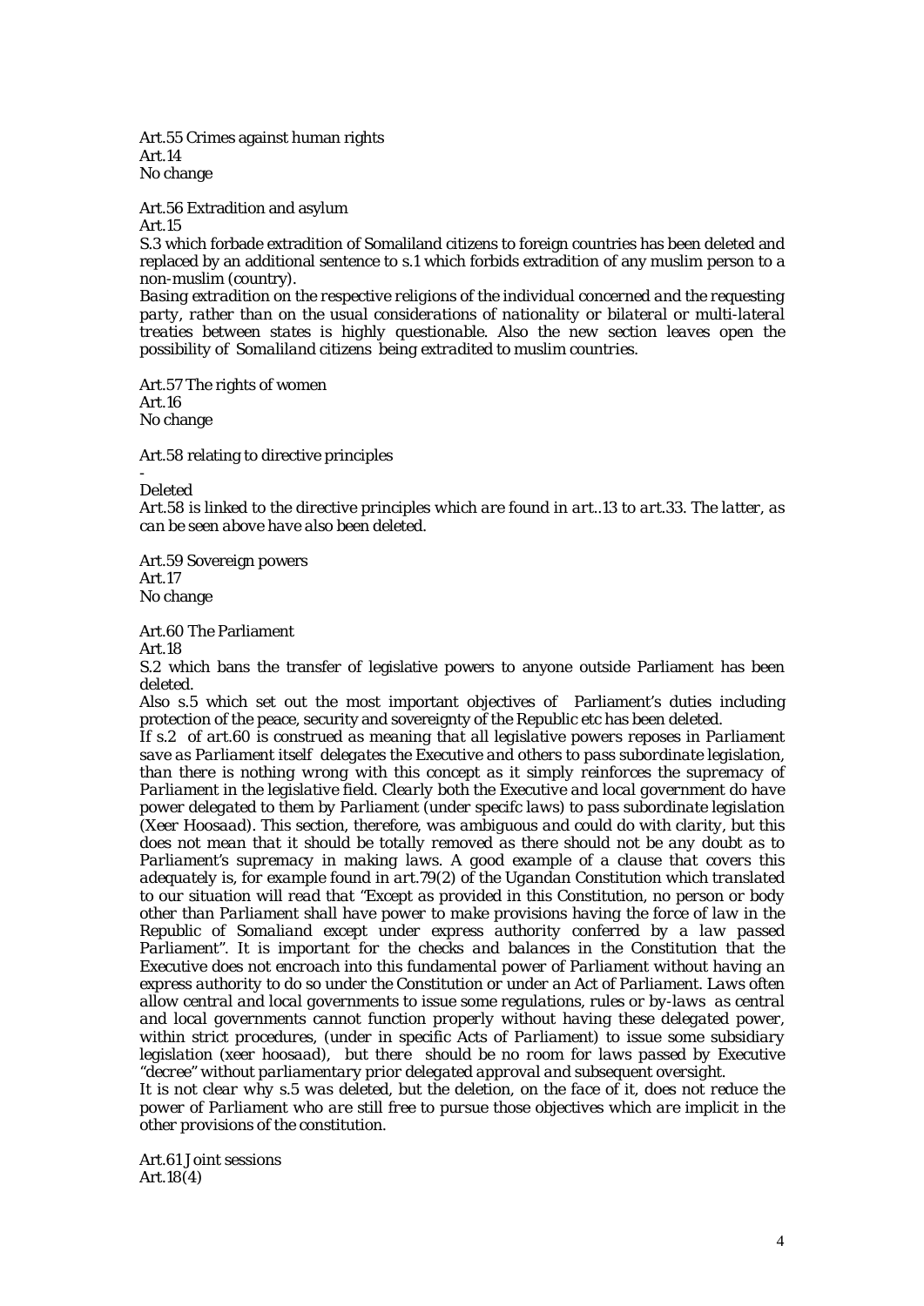Art.55 Crimes against human rights
Art.14
No change

Art.56 Extradition and asylum
Art.15
S.3 which forbade extradition of Somaliland citizens to foreign countries has been deleted and replaced by an additional sentence to s.1 which forbids extradition of any muslim person to a non-muslim (country).
*Basing extradition on the respective religions of the individual concerned and the requesting party, rather than on the usual considerations of nationality or bilateral or multi-lateral treaties between states is highly questionable. Also the new section leaves open the possibility of Somaliland citizens being extradited to muslim countries.*

Art.57 The rights of women
Art.16
No change

Art.58 relating to directive principles
-
Deleted
*Art.58 is linked to the directive principles which are found in art..13 to art.33. The latter, as can be seen above have also been deleted.*

Art.59 Sovereign powers
Art.17
No change

Art.60 The Parliament
Art.18
S.2 which bans the transfer of legislative powers to anyone outside Parliament has been deleted.
Also s.5 which set out the most important objectives of Parliament's duties including protection of the peace, security and sovereignty of the Republic etc has been deleted.
*If s.2 of art.60 is construed as meaning that all legislative powers reposes in Parliament save as Parliament itself delegates the Executive and others to pass subordinate legislation, than there is nothing wrong with this concept as it simply reinforces the supremacy of Parliament in the legislative field. Clearly both the Executive and local government do have power delegated to them by Parliament (under specifc laws) to pass subordinate legislation (Xeer Hoosaad). This section, therefore, was ambiguous and could do with clarity, but this does not mean that it should be totally removed as there should not be any doubt as to Parliament's supremacy in making laws. A good example of a clause that covers this adequately is, for example found in art.79(2) of the Ugandan Constitution which translated to our situation will read that "Except as provided in this Constitution, no person or body other than Parliament shall have power to make provisions having the force of law in the Republic of Somaliand except under express authority conferred by a law passed Parliament". It is important for the checks and balances in the Constitution that the Executive does not encroach into this fundamental power of Parliament without having an express authority to do so under the Constitution or under an Act of Parliament. Laws often allow central and local governments to issue some regulations, rules or by-laws as central and local governments cannot function properly without having these delegated power, within strict procedures, (under in specific Acts of Parliament) to issue some subsidiary legislation (xeer hoosaad), but there should be no room for laws passed by Executive "decree" without parliamentary prior delegated approval and subsequent oversight.*
It is not clear why s.5 was deleted, but the deletion, on the face of it, does not reduce the power of Parliament who are still free to pursue those objectives which are implicit in the other provisions of the constitution.

Art.61 Joint sessions
Art.18(4)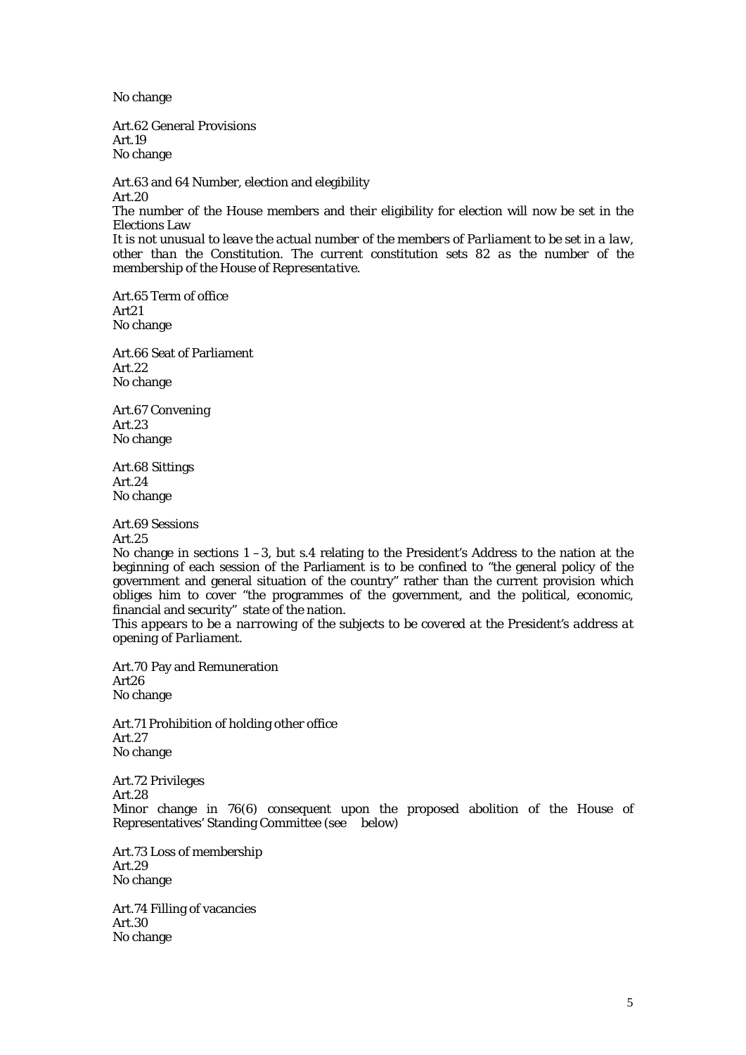No change

Art.62 General Provisions
Art.19
No change

Art.63 and 64 Number, election and elegibility
Art.20
The number of the House members and their eligibility for election will now be set in the Elections Law
*It is not unusual to leave the actual number of the members of Parliament to be set in a law, other than the Constitution. The current constitution sets 82 as the number of the membership of the House of Representative.*

Art.65 Term of office
Art21
No change

Art.66 Seat of Parliament
Art.22
No change

Art.67 Convening
Art.23
No change

Art.68 Sittings
Art.24
No change

Art.69 Sessions
Art.25
No change in sections 1 – 3, but s.4 relating to the President's Address to the nation at the beginning of each session of the Parliament is to be confined to "the general policy of the government and general situation of the country" rather than the current provision which obliges him to cover "the programmes of the government, and the political, economic, financial and security" state of the nation.
*This appears to be a narrowing of the subjects to be covered at the President's address at opening of Parliament.*

Art.70 Pay and Remuneration
Art26
No change

Art.71 Prohibition of holding other office
Art.27
No change

Art.72 Privileges
Art.28
Minor change in 76(6) consequent upon the proposed abolition of the House of Representatives' Standing Committee (see below)

Art.73 Loss of membership
Art.29
No change

Art.74 Filling of vacancies
Art.30
No change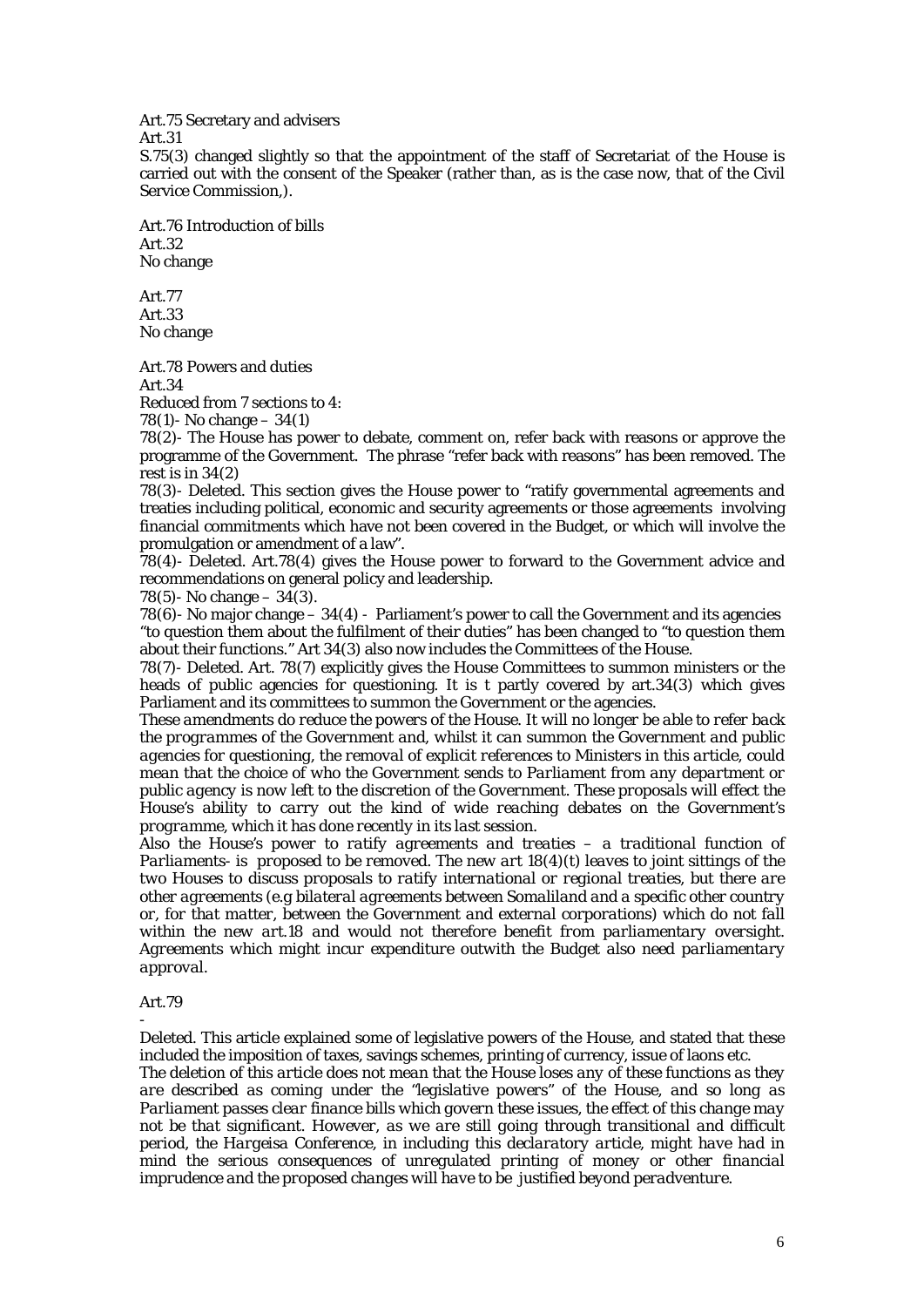Art.75 Secretary and advisers

Art.31

S.75(3) changed slightly so that the appointment of the staff of Secretariat of the House is carried out with the consent of the Speaker (rather than, as is the case now, that of the Civil Service Commission,).

Art.76 Introduction of bills

Art.32

No change

Art.77

Art.33

No change

Art.78 Powers and duties

Art.34

Reduced from 7 sections to 4:

78(1)- No change – 34(1)

78(2)- The House has power to debate, comment on, refer back with reasons or approve the programme of the Government. The phrase "refer back with reasons" has been removed. The rest is in 34(2)

78(3)- Deleted. This section gives the House power to "ratify governmental agreements and treaties including political, economic and security agreements or those agreements involving financial commitments which have not been covered in the Budget, or which will involve the promulgation or amendment of a law".

78(4)- Deleted. Art.78(4) gives the House power to forward to the Government advice and recommendations on general policy and leadership.

78(5)- No change – 34(3).

78(6)- No major change – 34(4) - Parliament's power to call the Government and its agencies "to question them about the fulfilment of their duties" has been changed to "to question them about their functions." Art 34(3) also now includes the Committees of the House.

78(7)- Deleted. Art. 78(7) explicitly gives the House Committees to summon ministers or the heads of public agencies for questioning. It is t partly covered by art.34(3) which gives Parliament and its committees to summon the Government or the agencies.

*These amendments do reduce the powers of the House. It will no longer be able to refer back the programmes of the Government and, whilst it can summon the Government and public agencies for questioning, the removal of explicit references to Ministers in this article, could mean that the choice of who the Government sends to Parliament from any department or public agency is now left to the discretion of the Government. These proposals will effect the House's ability to carry out the kind of wide reaching debates on the Government's programme, which it has done recently in its last session.*

*Also the House's power to ratify agreements and treaties – a traditional function of Parliaments- is proposed to be removed. The new art 18(4)(t) leaves to joint sittings of the two Houses to discuss proposals to ratify international or regional treaties, but there are other agreements (e.g bilateral agreements between Somaliland and a specific other country or, for that matter, between the Government and external corporations) which do not fall within the new art.18 and would not therefore benefit from parliamentary oversight. Agreements which might incur expenditure outwith the Budget also need parliamentary approval.*

Art.79

-

Deleted. This article explained some of legislative powers of the House, and stated that these included the imposition of taxes, savings schemes, printing of currency, issue of laons etc.

*The deletion of this article does not mean that the House loses any of these functions as they are described as coming under the "legislative powers" of the House, and so long as Parliament passes clear finance bills which govern these issues, the effect of this change may not be that significant. However, as we are still going through transitional and difficult period, the Hargeisa Conference, in including this declaratory article, might have had in mind the serious consequences of unregulated printing of money or other financial imprudence and the proposed changes will have to be justified beyond peradventure.*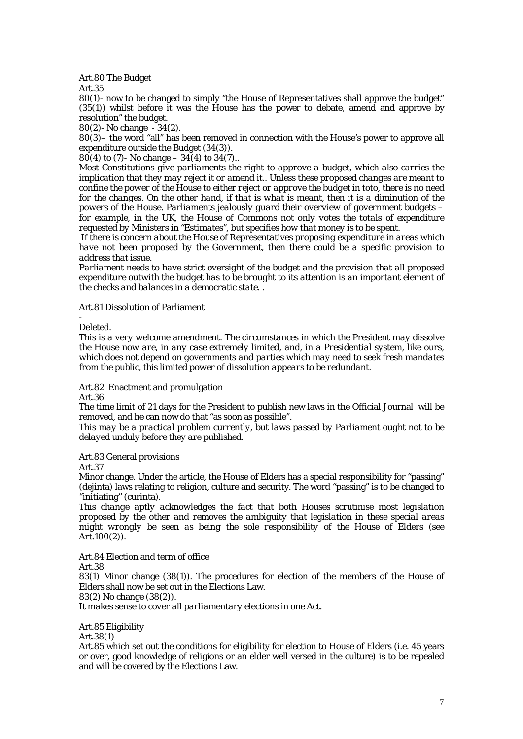Art.80 The Budget

Art.35

80(1)- now to be changed to simply "the House of Representatives shall approve the budget" (35(1)) whilst before it was the House has the power to debate, amend and approve by resolution" the budget.

80(2)- No change - 34(2).

80(3)– the word "all" has been removed in connection with the House's power to approve all expenditure outside the Budget (34(3)).

80(4) to (7)- No change – 34(4) to 34(7)..

*Most Constitutions give parliaments the right to approve a budget, which also carries the implication that they may reject it or amend it.. Unless these proposed changes are meant to confine the power of the House to either reject or approve the budget in toto, there is no need for the changes. On the other hand, if that is what is meant, then it is a diminution of the powers of the House. Parliaments jealously guard their overview of government budgets – for example, in the UK, the House of Commons not only votes the totals of expenditure requested by Ministers in "Estimates", but specifies how that money is to be spent.*

*If there is concern about the House of Representatives proposing expenditure in areas which have not been proposed by the Government, then there could be a specific provision to address that issue.*

*Parliament needs to have strict oversight of the budget and the provision that all proposed expenditure outwith the budget has to be brought to its attention is an important element of the checks and balances in a democratic state. .*

Art.81 Dissolution of Parliament

-

Deleted.

*This is a very welcome amendment. The circumstances in which the President may dissolve the House now are, in any case extremely limited, and, in a Presidential system, like ours, which does not depend on governments and parties which may need to seek fresh mandates from the public, this limited power of dissolution appears to be redundant.*

Art.82 Enactment and promulgation

Art.36

The time limit of 21 days for the President to publish new laws in the Official Journal will be removed, and he can now do that "as soon as possible".

*This may be a practical problem currently, but laws passed by Parliament ought not to be delayed unduly before they are published.*

Art.83 General provisions

Art.37

Minor change. Under the article, the House of Elders has a special responsibility for "passing" (dejinta) laws relating to religion, culture and security. The word "passing" is to be changed to "initiating" (curinta).

*This change aptly acknowledges the fact that both Houses scrutinise most legislation proposed by the other and removes the ambiguity that legislation in these special areas might wrongly be seen as being the sole responsibility of the House of Elders (see Art.100(2)).*

Art.84 Election and term of office

Art.38

83(1) Minor change (38(1)). The procedures for election of the members of the House of Elders shall now be set out in the Elections Law.

83(2) No change (38(2)).

*It makes sense to cover all parliamentary elections in one Act.*

Art.85 Eligibility

Art.38(1)

Art.85 which set out the conditions for eligibility for election to House of Elders (i.e. 45 years or over, good knowledge of religions or an elder well versed in the culture) is to be repealed and will be covered by the Elections Law.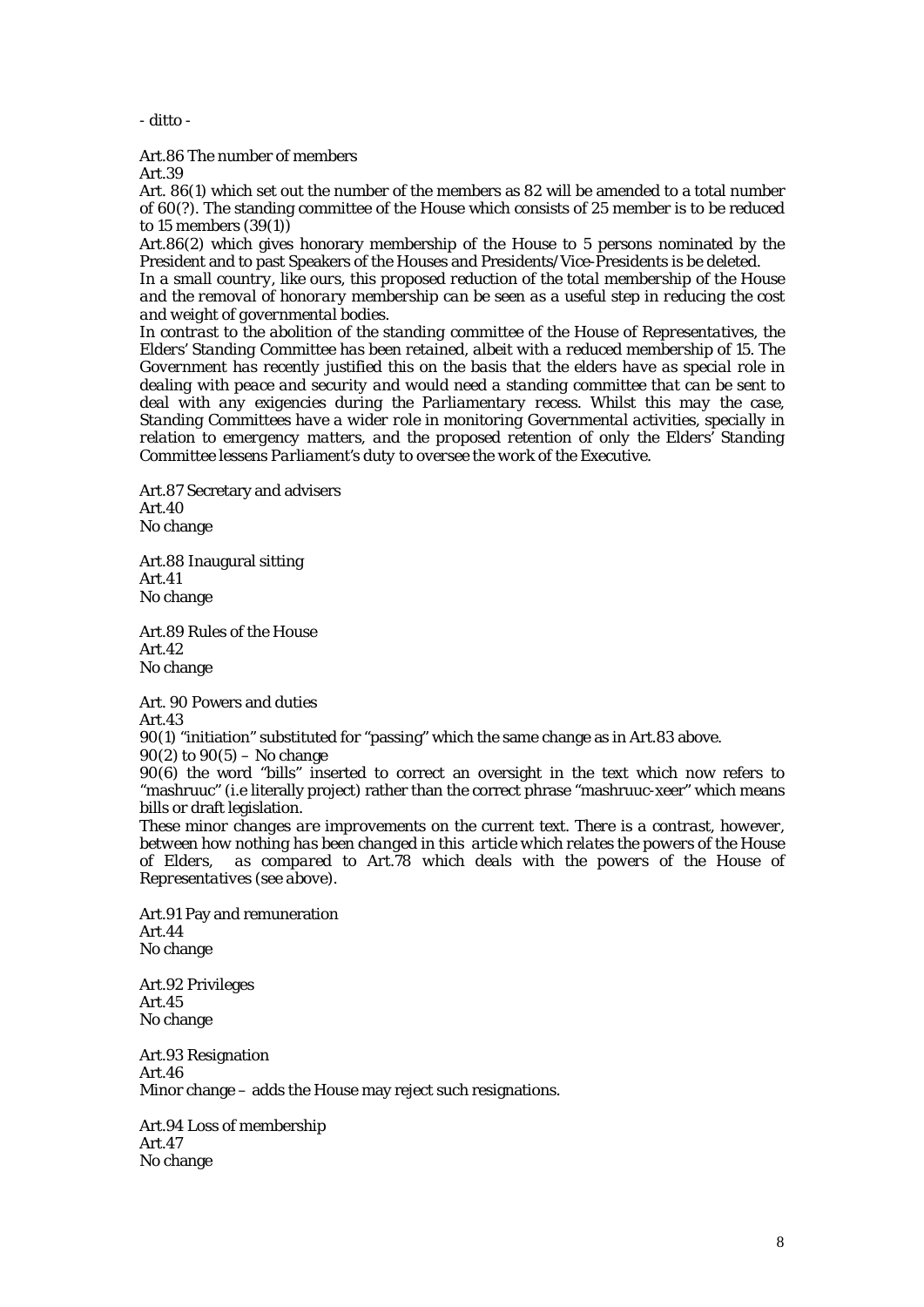- ditto -

Art.86 The number of members

Art.39

Art. 86(1) which set out the number of the members as 82 will be amended to a total number of 60(?). The standing committee of the House which consists of 25 member is to be reduced to 15 members (39(1))

Art.86(2) which gives honorary membership of the House to 5 persons nominated by the President and to past Speakers of the Houses and Presidents/Vice-Presidents is be deleted.

*In a small country, like ours, this proposed reduction of the total membership of the House and the removal of honorary membership can be seen as a useful step in reducing the cost and weight of governmental bodies.*

*In contrast to the abolition of the standing committee of the House of Representatives, the Elders' Standing Committee has been retained, albeit with a reduced membership of 15. The Government has recently justified this on the basis that the elders have as special role in dealing with peace and security and would need a standing committee that can be sent to deal with any exigencies during the Parliamentary recess. Whilst this may the case, Standing Committees have a wider role in monitoring Governmental activities, specially in relation to emergency matters, and the proposed retention of only the Elders' Standing Committee lessens Parliament's duty to oversee the work of the Executive.*

Art.87 Secretary and advisers

Art.40

No change

Art.88 Inaugural sitting

Art.41

No change

Art.89 Rules of the House

Art.42

No change

Art. 90 Powers and duties

Art.43

90(1) "initiation" substituted for "passing" which the same change as in Art.83 above.

90(2) to 90(5) – No change

90(6) the word "bills" inserted to correct an oversight in the text which now refers to "mashruuc" (i.e literally project) rather than the correct phrase "mashruuc-xeer" which means bills or draft legislation.

*These minor changes are improvements on the current text. There is a contrast, however, between how nothing has been changed in this article which relates the powers of the House of Elders, as compared to Art.78 which deals with the powers of the House of Representatives (see above).*

Art.91 Pay and remuneration

Art.44

No change

Art.92 Privileges

Art.45

No change

Art.93 Resignation

Art.46

Minor change – adds the House may reject such resignations.

Art.94 Loss of membership

Art.47

No change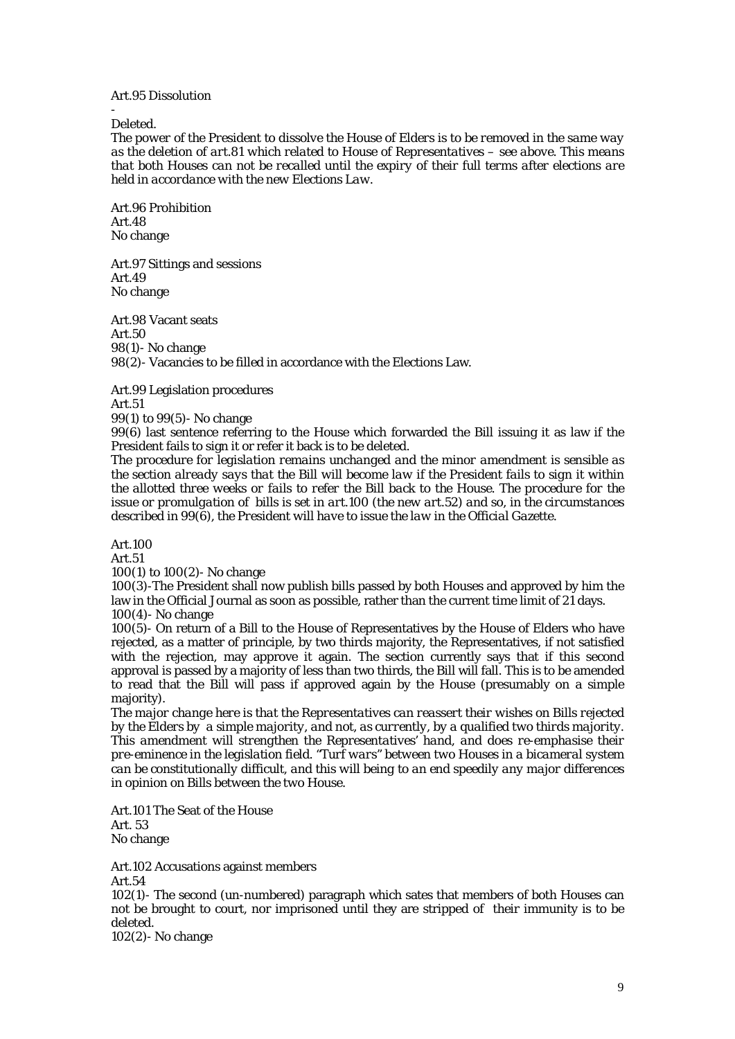Art.95 Dissolution

-

Deleted.

*The power of the President to dissolve the House of Elders is to be removed in the same way as the deletion of art.81 which related to House of Representatives – see above. This means that both Houses can not be recalled until the expiry of their full terms after elections are held in accordance with the new Elections Law.*

Art.96 Prohibition

Art.48

No change

Art.97 Sittings and sessions

Art.49

No change

Art.98 Vacant seats

Art.50

98(1)- No change

98(2)- Vacancies to be filled in accordance with the Elections Law.

Art.99 Legislation procedures

Art.51

99(1) to 99(5)- No change

99(6) last sentence referring to the House which forwarded the Bill issuing it as law if the President fails to sign it or refer it back is to be deleted.

*The procedure for legislation remains unchanged and the minor amendment is sensible as the section already says that the Bill will become law if the President fails to sign it within the allotted three weeks or fails to refer the Bill back to the House. The procedure for the issue or promulgation of bills is set in art.100 (the new art.52) and so, in the circumstances described in 99(6), the President will have to issue the law in the Official Gazette.*

Art.100

Art.51

100(1) to 100(2)- No change

100(3)-The President shall now publish bills passed by both Houses and approved by him the law in the Official Journal as soon as possible, rather than the current time limit of 21 days.

100(4)- No change

100(5)- On return of a Bill to the House of Representatives by the House of Elders who have rejected, as a matter of principle, by two thirds majority, the Representatives, if not satisfied with the rejection, may approve it again. The section currently says that if this second approval is passed by a majority of less than two thirds, the Bill will fall. This is to be amended to read that the Bill will pass if approved again by the House (presumably on a simple majority).

*The major change here is that the Representatives can reassert their wishes on Bills rejected by the Elders by a simple majority, and not, as currently, by a qualified two thirds majority. This amendment will strengthen the Representatives' hand, and does re-emphasise their pre-eminence in the legislation field. "Turf wars" between two Houses in a bicameral system can be constitutionally difficult, and this will being to an end speedily any major differences in opinion on Bills between the two House.*

Art.101 The Seat of the House

Art. 53

No change

Art.102 Accusations against members

Art.54

102(1)- The second (un-numbered) paragraph which sates that members of both Houses can not be brought to court, nor imprisoned until they are stripped of their immunity is to be deleted.

102(2)- No change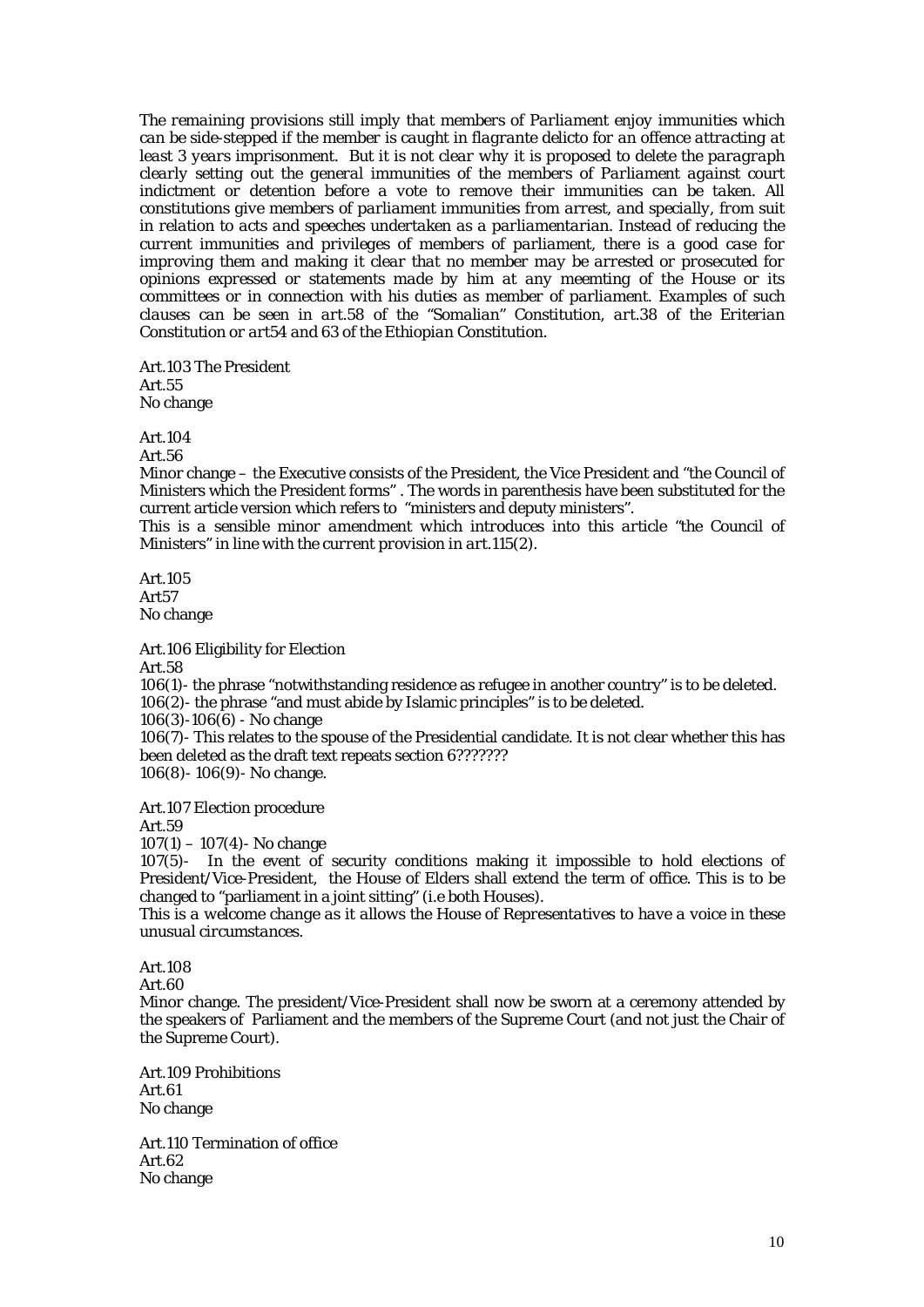*The remaining provisions still imply that members of Parliament enjoy immunities which can be side-stepped if the member is caught in flagrante delicto for an offence attracting at least 3 years imprisonment. But it is not clear why it is proposed to delete the paragraph clearly setting out the general immunities of the members of Parliament against court indictment or detention before a vote to remove their immunities can be taken. All constitutions give members of parliament immunities from arrest, and specially, from suit in relation to acts and speeches undertaken as a parliamentarian. Instead of reducing the current immunities and privileges of members of parliament, there is a good case for improving them and making it clear that no member may be arrested or prosecuted for opinions expressed or statements made by him at any meemting of the House or its committees or in connection with his duties as member of parliament. Examples of such clauses can be seen in art.58 of the "Somalian" Constitution, art.38 of the Eriterian Constitution or art54 and 63 of the Ethiopian Constitution.*

Art.103 The President
Art.55
No change

Art.104
Art.56
Minor change – the Executive consists of the President, the Vice President and "the Council of Ministers which the President forms" . The words in parenthesis have been substituted for the current article version which refers to "ministers and deputy ministers".
*This is a sensible minor amendment which introduces into this article "the Council of Ministers" in line with the current provision in art.115(2).*

Art.105
Art57
No change

Art.106 Eligibility for Election
Art.58
106(1)- the phrase "notwithstanding residence as refugee in another country" is to be deleted.
106(2)- the phrase "and must abide by Islamic principles" is to be deleted.
106(3)-106(6) - No change
106(7)- This relates to the spouse of the Presidential candidate. It is not clear whether this has been deleted as the draft text repeats section 6???????
106(8)- 106(9)- No change.

Art.107 Election procedure
Art.59
107(1) – 107(4)- No change
107(5)- In the event of security conditions making it impossible to hold elections of President/Vice-President, the House of Elders shall extend the term of office. This is to be changed to "parliament in a joint sitting" (i.e both Houses).
*This is a welcome change as it allows the House of Representatives to have a voice in these unusual circumstances.*

Art.108
Art.60
Minor change. The president/Vice-President shall now be sworn at a ceremony attended by the speakers of Parliament and the members of the Supreme Court (and not just the Chair of the Supreme Court).

Art.109 Prohibitions
Art.61
No change

Art.110 Termination of office
Art.62
No change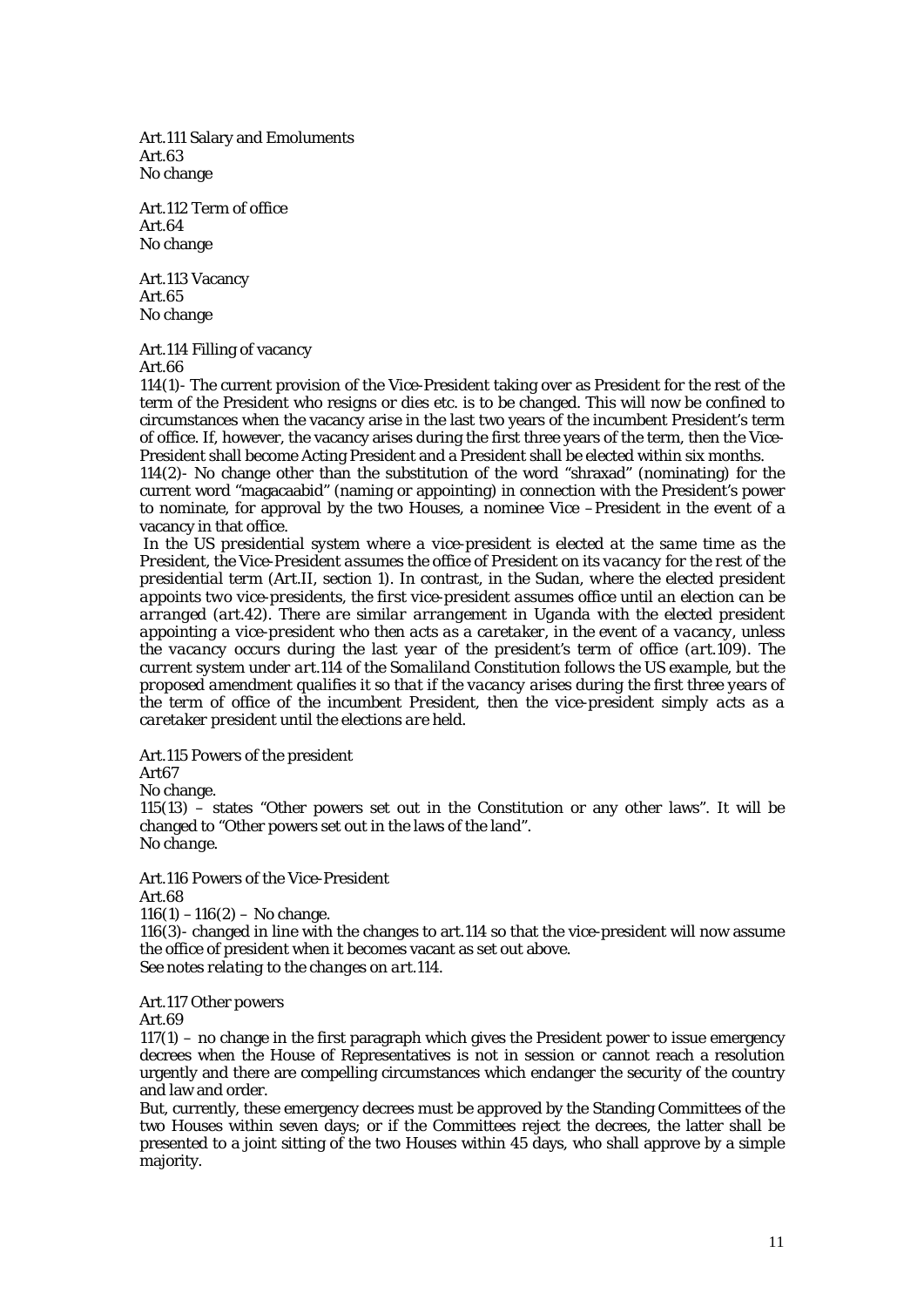Art.111 Salary and Emoluments
Art.63
No change

Art.112 Term of office
Art.64
No change

Art.113 Vacancy
Art.65
No change

Art.114 Filling of vacancy
Art.66
114(1)- The current provision of the Vice-President taking over as President for the rest of the term of the President who resigns or dies etc. is to be changed. This will now be confined to circumstances when the vacancy arise in the last two years of the incumbent President's term of office. If, however, the vacancy arises during the first three years of the term, then the Vice-President shall become Acting President and a President shall be elected within six months.
114(2)- No change other than the substitution of the word "shraxad" (nominating) for the current word "magacaabid" (naming or appointing) in connection with the President's power to nominate, for approval by the two Houses, a nominee Vice –President in the event of a vacancy in that office.
*In the US presidential system where a vice-president is elected at the same time as the President, the Vice-President assumes the office of President on its vacancy for the rest of the presidential term (Art.II, section 1). In contrast, in the Sudan, where the elected president appoints two vice-presidents, the first vice-president assumes office until an election can be arranged (art.42). There are similar arrangement in Uganda with the elected president appointing a vice-president who then acts as a caretaker, in the event of a vacancy, unless the vacancy occurs during the last year of the president's term of office (art.109). The current system under art.114 of the Somaliland Constitution follows the US example, but the proposed amendment qualifies it so that if the vacancy arises during the first three years of the term of office of the incumbent President, then the vice-president simply acts as a caretaker president until the elections are held.*

Art.115 Powers of the president
Art67
No change.
115(13) – states "Other powers set out in the Constitution or any other laws". It will be changed to "Other powers set out in the laws of the land".
*No change.*

Art.116 Powers of the Vice-President
Art.68
116(1) – 116(2) – No change.
116(3)- changed in line with the changes to art.114 so that the vice-president will now assume the office of president when it becomes vacant as set out above.
*See notes relating to the changes on art.114.*

Art.117 Other powers
Art.69
117(1) – no change in the first paragraph which gives the President power to issue emergency decrees when the House of Representatives is not in session or cannot reach a resolution urgently and there are compelling circumstances which endanger the security of the country and law and order.
But, currently, these emergency decrees must be approved by the Standing Committees of the two Houses within seven days; or if the Committees reject the decrees, the latter shall be presented to a joint sitting of the two Houses within 45 days, who shall approve by a simple majority.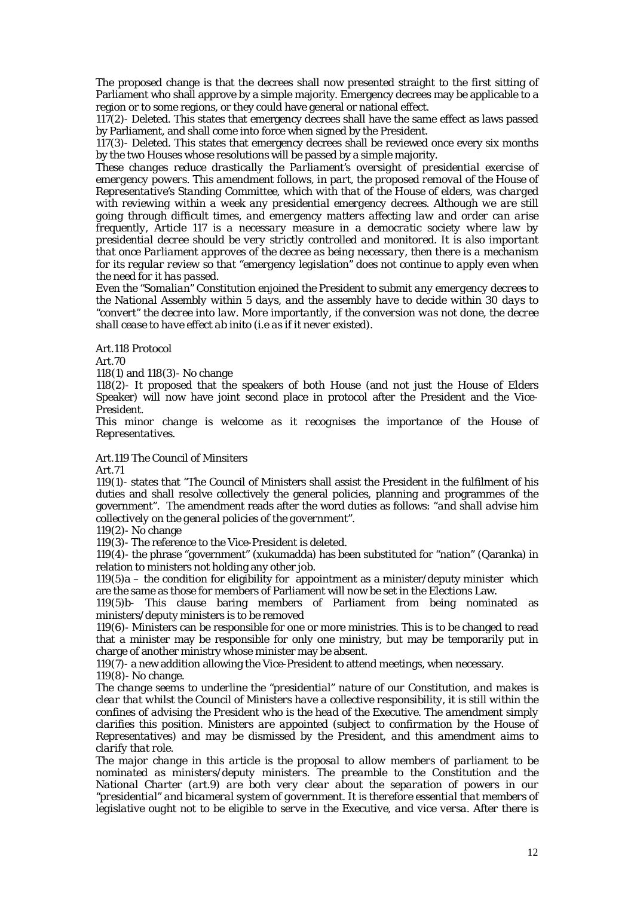The proposed change is that the decrees shall now presented straight to the first sitting of Parliament who shall approve by a simple majority. Emergency decrees may be applicable to a region or to some regions, or they could have general or national effect.

117(2)- Deleted. This states that emergency decrees shall have the same effect as laws passed by Parliament, and shall come into force when signed by the President.

117(3)- Deleted. This states that emergency decrees shall be reviewed once every six months by the two Houses whose resolutions will be passed by a simple majority.

*These changes reduce drastically the Parliament's oversight of presidential exercise of emergency powers. This amendment follows, in part, the proposed removal of the House of Representative's Standing Committee, which with that of the House of elders, was charged with reviewing within a week any presidential emergency decrees. Although we are still going through difficult times, and emergency matters affecting law and order can arise frequently, Article 117 is a necessary measure in a democratic society where law by presidential decree should be very strictly controlled and monitored. It is also important that once Parliament approves of the decree as being necessary, then there is a mechanism for its regular review so that "emergency legislation" does not continue to apply even when the need for it has passed.*

*Even the "Somalian" Constitution enjoined the President to submit any emergency decrees to the National Assembly within 5 days, and the assembly have to decide within 30 days to "convert" the decree into law. More importantly, if the conversion was not done, the decree shall cease to have effect ab inito (i.e as if it never existed).*

Art.118 Protocol

Art.70

118(1) and 118(3)- No change

118(2)- It proposed that the speakers of both House (and not just the House of Elders Speaker) will now have joint second place in protocol after the President and the Vice-President.

*This minor change is welcome as it recognises the importance of the House of Representatives.*

Art.119 The Council of Minsiters

Art.71

119(1)- states that "The Council of Ministers shall assist the President in the fulfilment of his duties and shall resolve collectively the general policies, planning and programmes of the government". The amendment reads after the word duties as follows: "*and shall advise him collectively on the general policies of the government*".

119(2)- No change

119(3)- The reference to the Vice-President is deleted.

119(4)- the phrase "government" (xukumadda) has been substituted for "nation" (Qaranka) in relation to ministers not holding any other job.

119(5)a – the condition for eligibility for appointment as a minister/deputy minister which are the same as those for members of Parliament will now be set in the Elections Law.

119(5)b- This clause baring members of Parliament from being nominated as ministers/deputy ministers is to be removed

119(6)- Ministers can be responsible for one or more ministries. This is to be changed to read that a minister may be responsible for only one ministry, but may be temporarily put in charge of another ministry whose minister may be absent.

119(7)- a new addition allowing the Vice-President to attend meetings, when necessary.

119(8)- No change.

*The change seems to underline the "presidential" nature of our Constitution, and makes is clear that whilst the Council of Ministers have a collective responsibility, it is still within the confines of advising the President who is the head of the Executive. The amendment simply clarifies this position. Ministers are appointed (subject to confirmation by the House of Representatives) and may be dismissed by the President, and this amendment aims to clarify that role.*

*The major change in this article is the proposal to allow members of parliament to be nominated as ministers/deputy ministers. The preamble to the Constitution and the National Charter (art.9) are both very clear about the separation of powers in our "presidential" and bicameral system of government. It is therefore essential that members of legislative ought not to be eligible to serve in the Executive, and vice versa. After there is*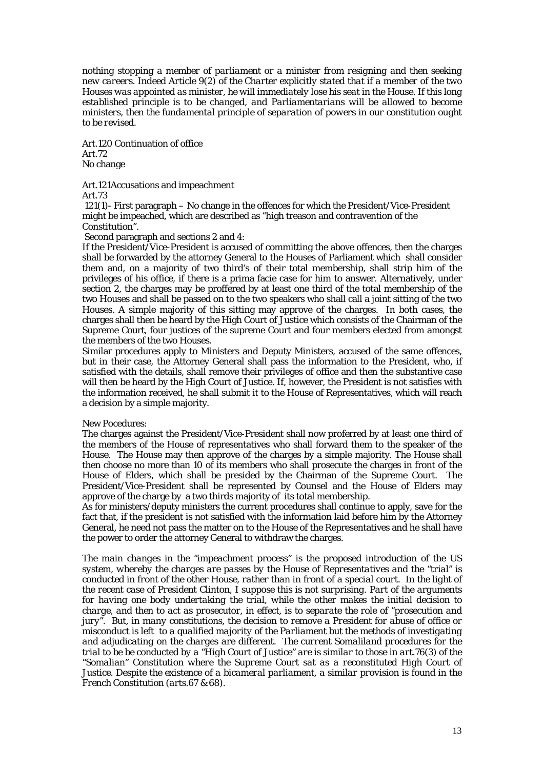*nothing stopping a member of parliament or a minister from resigning and then seeking new careers. Indeed Article 9(2) of the Charter explicitly stated that if a member of the two Houses was appointed as minister, he will immediately lose his seat in the House. If this long established principle is to be changed, and Parliamentarians will be allowed to become ministers, then the fundamental principle of separation of powers in our constitution ought to be revised.*

Art.120 Continuation of office
Art.72
No change

Art.121Accusations and impeachment
Art.73
121(1)- First paragraph – No change in the offences for which the President/Vice-President might be impeached, which are described as "high treason and contravention of the Constitution".
Second paragraph and sections 2 and 4:
If the President/Vice-President is accused of committing the above offences, then the charges shall be forwarded by the attorney General to the Houses of Parliament which shall consider them and, on a majority of two third's of their total membership, shall strip him of the privileges of his office, if there is a prima facie case for him to answer. Alternatively, under section 2, the charges may be proffered by at least one third of the total membership of the two Houses and shall be passed on to the two speakers who shall call a joint sitting of the two Houses. A simple majority of this sitting may approve of the charges. In both cases, the charges shall then be heard by the High Court of Justice which consists of the Chairman of the Supreme Court, four justices of the supreme Court and four members elected from amongst the members of the two Houses.
Similar procedures apply to Ministers and Deputy Ministers, accused of the same offences, but in their case, the Attorney General shall pass the information to the President, who, if satisfied with the details, shall remove their privileges of office and then the substantive case will then be heard by the High Court of Justice. If, however, the President is not satisfies with the information received, he shall submit it to the House of Representatives, which will reach a decision by a simple majority.

New Pocedures:
The charges against the President/Vice-President shall now proferred by at least one third of the members of the House of representatives who shall forward them to the speaker of the House. The House may then approve of the charges by a simple majority. The House shall then choose no more than 10 of its members who shall prosecute the charges in front of the House of Elders, which shall be presided by the Chairman of the Supreme Court. The President/Vice-President shall be represented by Counsel and the House of Elders may approve of the charge by a two thirds majority of its total membership.
As for ministers/deputy ministers the current procedures shall continue to apply, save for the fact that, if the president is not satisfied with the information laid before him by the Attorney General, he need not pass the matter on to the House of the Representatives and he shall have the power to order the attorney General to withdraw the charges.

*The main changes in the "impeachment process" is the proposed introduction of the US system, whereby the charges are passes by the House of Representatives and the "trial" is conducted in front of the other House, rather than in front of a special court. In the light of the recent case of President Clinton, I suppose this is not surprising. Part of the arguments for having one body undertaking the trial, while the other makes the initial decision to charge, and then to act as prosecutor, in effect, is to separate the role of "prosecution and jury". But, in many constitutions, the decision to remove a President for abuse of office or misconduct is left to a qualified majority of the Parliament but the methods of investigating and adjudicating on the charges are different. The current Somaliland procedures for the trial to be be conducted by a "High Court of Justice" are is similar to those in art.76(3) of the "Somalian" Constitution where the Supreme Court sat as a reconstituted High Court of Justice. Despite the existence of a bicameral parliament, a similar provision is found in the French Constitution (arts.67 & 68).*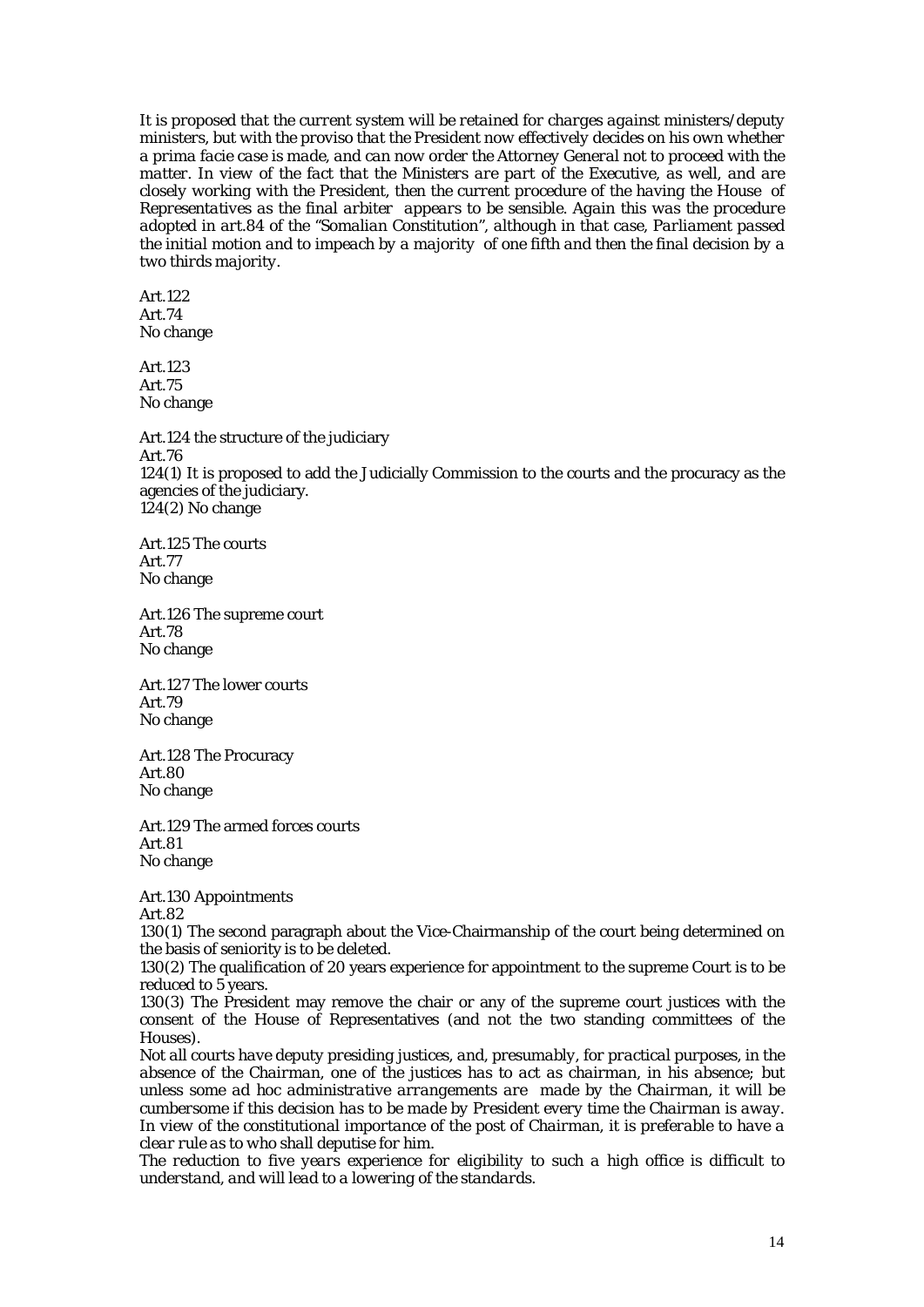*It is proposed that the current system will be retained for charges against ministers/deputy ministers, but with the proviso that the President now effectively decides on his own whether a prima facie case is made, and can now order the Attorney General not to proceed with the matter. In view of the fact that the Ministers are part of the Executive, as well, and are closely working with the President, then the current procedure of the having the House of Representatives as the final arbiter appears to be sensible. Again this was the procedure adopted in art.84 of the "Somalian Constitution", although in that case, Parliament passed the initial motion and to impeach by a majority of one fifth and then the final decision by a two thirds majority.*

Art.122
Art.74
No change

Art.123
Art.75
No change

Art.124 the structure of the judiciary
Art.76
124(1) It is proposed to add the Judicially Commission to the courts and the procuracy as the agencies of the judiciary.
124(2) No change

Art.125 The courts
Art.77
No change

Art.126 The supreme court
Art.78
No change

Art.127 The lower courts
Art.79
No change

Art.128 The Procuracy
Art.80
No change

Art.129 The armed forces courts
Art.81
No change

Art.130 Appointments
Art.82
130(1) The second paragraph about the Vice-Chairmanship of the court being determined on the basis of seniority is to be deleted.
130(2) The qualification of 20 years experience for appointment to the supreme Court is to be reduced to 5 years.
130(3) The President may remove the chair or any of the supreme court justices with the consent of the House of Representatives (and not the two standing committees of the Houses).
*Not all courts have deputy presiding justices, and, presumably, for practical purposes, in the absence of the Chairman, one of the justices has to act as chairman, in his absence; but unless some ad hoc administrative arrangements are made by the Chairman, it will be cumbersome if this decision has to be made by President every time the Chairman is away. In view of the constitutional importance of the post of Chairman, it is preferable to have a clear rule as to who shall deputise for him.*
*The reduction to five years experience for eligibility to such a high office is difficult to understand, and will lead to a lowering of the standards.*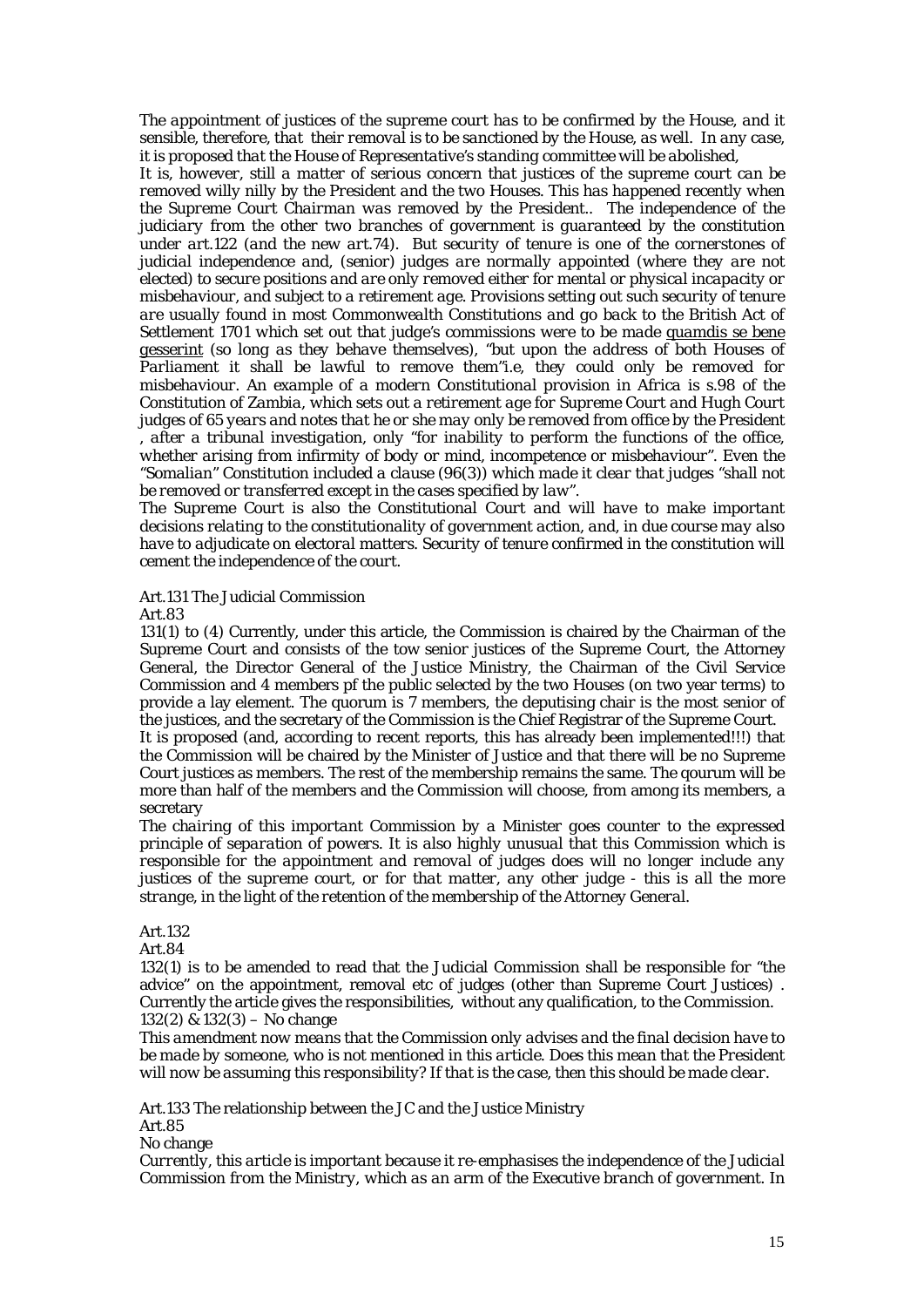*The appointment of justices of the supreme court has to be confirmed by the House, and it sensible, therefore, that their removal is to be sanctioned by the House, as well. In any case, it is proposed that the House of Representative's standing committee will be abolished,*

*It is, however, still a matter of serious concern that justices of the supreme court can be removed willy nilly by the President and the two Houses. This has happened recently when the Supreme Court Chairman was removed by the President.. The independence of the judiciary from the other two branches of government is guaranteed by the constitution under art.122 (and the new art.74). But security of tenure is one of the cornerstones of judicial independence and, (senior) judges are normally appointed (where they are not elected) to secure positions and are only removed either for mental or physical incapacity or misbehaviour, and subject to a retirement age. Provisions setting out such security of tenure are usually found in most Commonwealth Constitutions and go back to the British Act of Settlement 1701 which set out that judge's commissions were to be made <u>quamdis se bene gesserint</u> (so long as they behave themselves), "but upon the address of both Houses of Parliament it shall be lawful to remove them"i.e, they could only be removed for misbehaviour. An example of a modern Constitutional provision in Africa is s.98 of the Constitution of Zambia, which sets out a retirement age for Supreme Court and Hugh Court judges of 65 years and notes that he or she may only be removed from office by the President , after a tribunal investigation, only "for inability to perform the functions of the office, whether arising from infirmity of body or mind, incompetence or misbehaviour". Even the "Somalian" Constitution included a clause (96(3)) which made it clear that judges "shall not be removed or transferred except in the cases specified by law".*

*The Supreme Court is also the Constitutional Court and will have to make important decisions relating to the constitutionality of government action, and, in due course may also have to adjudicate on electoral matters. Security of tenure confirmed in the constitution will cement the independence of the court.*

Art.131 The Judicial Commission

*Art.83*

131(1) to (4) Currently, under this article, the Commission is chaired by the Chairman of the Supreme Court and consists of the tow senior justices of the Supreme Court, the Attorney General, the Director General of the Justice Ministry, the Chairman of the Civil Service Commission and 4 members pf the public selected by the two Houses (on two year terms) to provide a lay element. The quorum is 7 members, the deputising chair is the most senior of the justices, and the secretary of the Commission is the Chief Registrar of the Supreme Court.

It is proposed (and, according to recent reports, this has already been implemented!!!) that the Commission will be chaired by the Minister of Justice and that there will be no Supreme Court justices as members. The rest of the membership remains the same. The qoorum will be more than half of the members and the Commission will choose, from among its members, a secretary

*The chairing of this important Commission by a Minister goes counter to the expressed principle of separation of powers. It is also highly unusual that this Commission which is responsible for the appointment and removal of judges does will no longer include any justices of the supreme court, or for that matter, any other judge - this is all the more strange, in the light of the retention of the membership of the Attorney General.*

Art.132

*Art.84*

132(1) is to be amended to read that the Judicial Commission shall be responsible for "the advice" on the appointment, removal etc of judges (other than Supreme Court Justices) . Currently the article gives the responsibilities, without any qualification, to the Commission.

132(2) & 132(3) – No change

*This amendment now means that the Commission only advises and the final decision have to be made by someone, who is not mentioned in this article. Does this mean that the President will now be assuming this responsibility? If that is the case, then this should be made clear.*

Art.133 The relationship between the JC and the Justice Ministry

*Art.85*

No change

*Currently, this article is important because it re-emphasises the independence of the Judicial Commission from the Ministry, which as an arm of the Executive branch of government. In*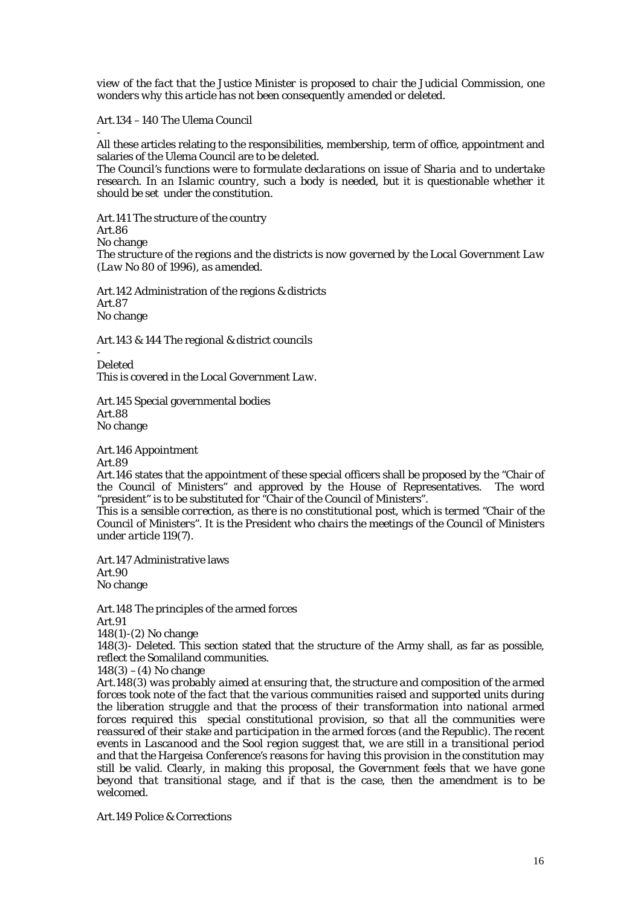*view of the fact that the Justice Minister is proposed to chair the Judicial Commission, one wonders why this article has not been consequently amended or deleted.*

Art.134 – 140 The Ulema Council

-

All these articles relating to the responsibilities, membership, term of office, appointment and salaries of the Ulema Council are to be deleted.

*The Council's functions were to formulate declarations on issue of Sharia and to undertake research. In an Islamic country, such a body is needed, but it is questionable whether it should be set under the constitution.*

Art.141 The structure of the country

Art.86

No change

*The structure of the regions and the districts is now governed by the Local Government Law (Law No 80 of 1996), as amended.*

Art.142 Administration of the regions & districts

Art.87

No change

Art.143 & 144 The regional & district councils

-

Deleted

*This is covered in the Local Government Law.*

Art.145 Special governmental bodies

Art.88

No change

Art.146 Appointment

Art.89

Art.146 states that the appointment of these special officers shall be proposed by the "Chair of the Council of Ministers" and approved by the House of Representatives. The word "president" is to be substituted for "Chair of the Council of Ministers".

*This is a sensible correction, as there is no constitutional post, which is termed "Chair of the Council of Ministers". It is the President who chairs the meetings of the Council of Ministers under article 119(7).*

Art.147 Administrative laws

Art.90

No change

Art.148 The principles of the armed forces

Art.91

148(1)-(2) No change

148(3)- Deleted. This section stated that the structure of the Army shall, as far as possible, reflect the Somaliland communities.

148(3) – (4) No change

*Art.148(3) was probably aimed at ensuring that, the structure and composition of the armed forces took note of the fact that the various communities raised and supported units during the liberation struggle and that the process of their transformation into national armed forces required this special constitutional provision, so that all the communities were reassured of their stake and participation in the armed forces (and the Republic). The recent events in Lascanood and the Sool region suggest that, we are still in a transitional period and that the Hargeisa Conference's reasons for having this provision in the constitution may still be valid. Clearly, in making this proposal, the Government feels that we have gone beyond that transitional stage, and if that is the case, then the amendment is to be welcomed.*

Art.149 Police & Corrections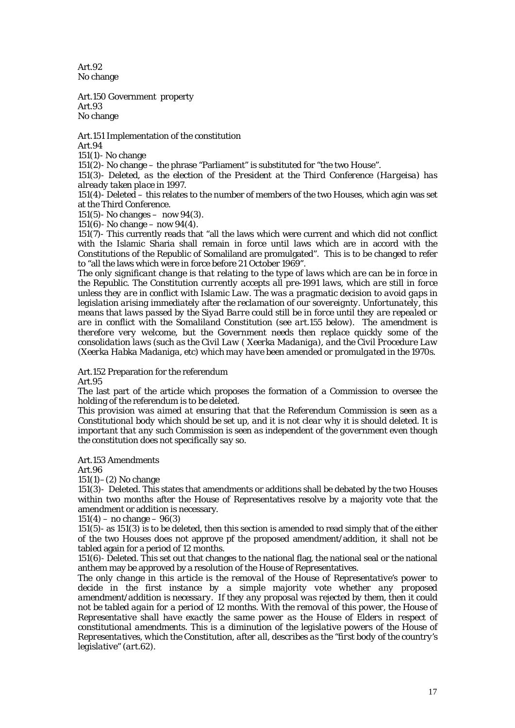Art.92
No change

Art.150 Government property
Art.93
No change

Art.151 Implementation of the constitution
Art.94
151(1)- No change
151(2)- No change – the phrase "Parliament" is substituted for "the two House".
*151(3)- Deleted, as the election of the President at the Third Conference (Hargeisa) has already taken place in 1997.*
151(4)- Deleted – this relates to the number of members of the two Houses, which agin was set at the Third Conference.
151(5)- No changes – now 94(3).
151(6)- No change – now 94(4).
151(7)- This currently reads that "all the laws which were current and which did not conflict with the Islamic Sharia shall remain in force until laws which are in accord with the Constitutions of the Republic of Somaliland are promulgated". This is to be changed to refer to "all the laws which were in force before 21 October 1969".
*The only significant change is that relating to the type of laws which are can be in force in the Republic. The Constitution currently accepts all pre-1991 laws, which are still in force unless they are in conflict with Islamic Law. The was a pragmatic decision to avoid gaps in legislation arising immediately after the reclamation of our sovereignty. Unfortunately, this means that laws passed by the Siyad Barre could still be in force until they are repealed or are in conflict with the Somaliland Constitution (see art.155 below). The amendment is therefore very welcome, but the Government needs then replace quickly some of the consolidation laws (such as the Civil Law ( Xeerka Madaniga), and the Civil Procedure Law (Xeerka Habka Madaniga, etc) which may have been amended or promulgated in the 1970s.*

Art.152 Preparation for the referendum
Art.95
The last part of the article which proposes the formation of a Commission to oversee the holding of the referendum is to be deleted.
*This provision was aimed at ensuring that that the Referendum Commission is seen as a Constitutional body which should be set up, and it is not clear why it is should deleted. It is important that any such Commission is seen as independent of the government even though the constitution does not specifically say so.*

Art.153 Amendments
Art.96
151(1)–(2) No change
151(3)- Deleted. This states that amendments or additions shall be debated by the two Houses within two months after the House of Representatives resolve by a majority vote that the amendment or addition is necessary.
151(4) – no change – 96(3)
151(5)- as 151(3) is to be deleted, then this section is amended to read simply that of the either of the two Houses does not approve pf the proposed amendment/addition, it shall not be tabled again for a period of 12 months.
151(6)- Deleted. This set out that changes to the national flag, the national seal or the national anthem may be approved by a resolution of the House of Representatives.
*The only change in this article is the removal of the House of Representative's power to decide in the first instance by a simple majority vote whether any proposed amendment/addition is necessary. If they any proposal was rejected by them, then it could not be tabled again for a period of 12 months. With the removal of this power, the House of Representative shall have exactly the same power as the House of Elders in respect of constitutional amendments. This is a diminution of the legislative powers of the House of Representatives, which the Constitution, after all, describes as the "first body of the country's legislative" (art.62).*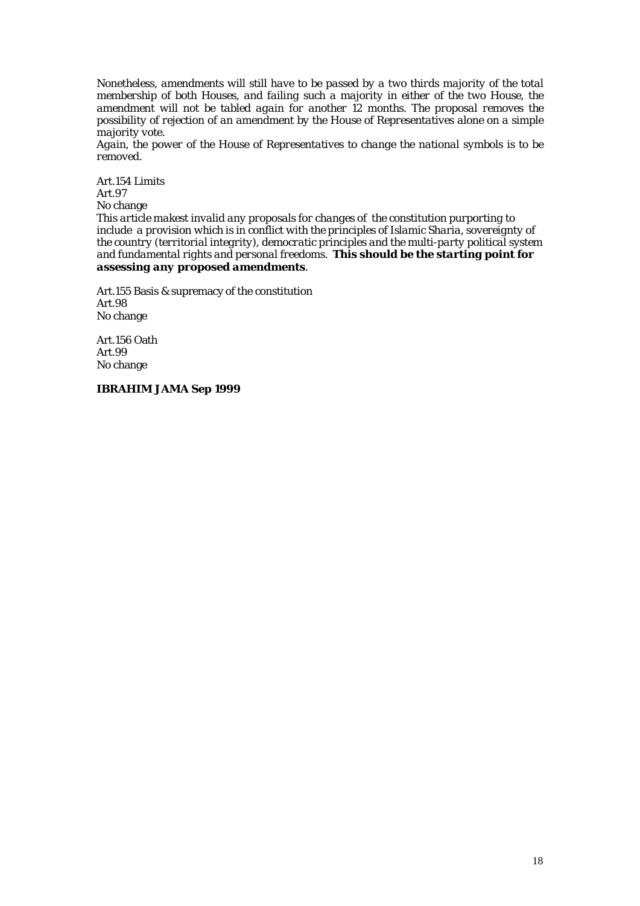*Nonetheless, amendments will still have to be passed by a two thirds majority of the total membership of both Houses, and failing such a majority in either of the two House, the amendment will not be tabled again for another 12 months. The proposal removes the possibility of rejection of an amendment by the House of Representatives alone on a simple majority vote.*
*Again, the power of the House of Representatives to change the national symbols is to be removed.*

Art.154 Limits
Art.97
No change
*This article makest invalid any proposals for changes of the constitution purporting to include a provision which is in conflict with the principles of Islamic Sharia, sovereignty of the country (territorial integrity), democratic principles and the multi-party political system and fundamental rights and personal freedoms.* ***This should be the starting point for assessing any proposed amendments****.*

Art.155 Basis & supremacy of the constitution
Art.98
No change

Art.156 Oath
Art.99
No change

**IBRAHIM JAMA Sep 1999**